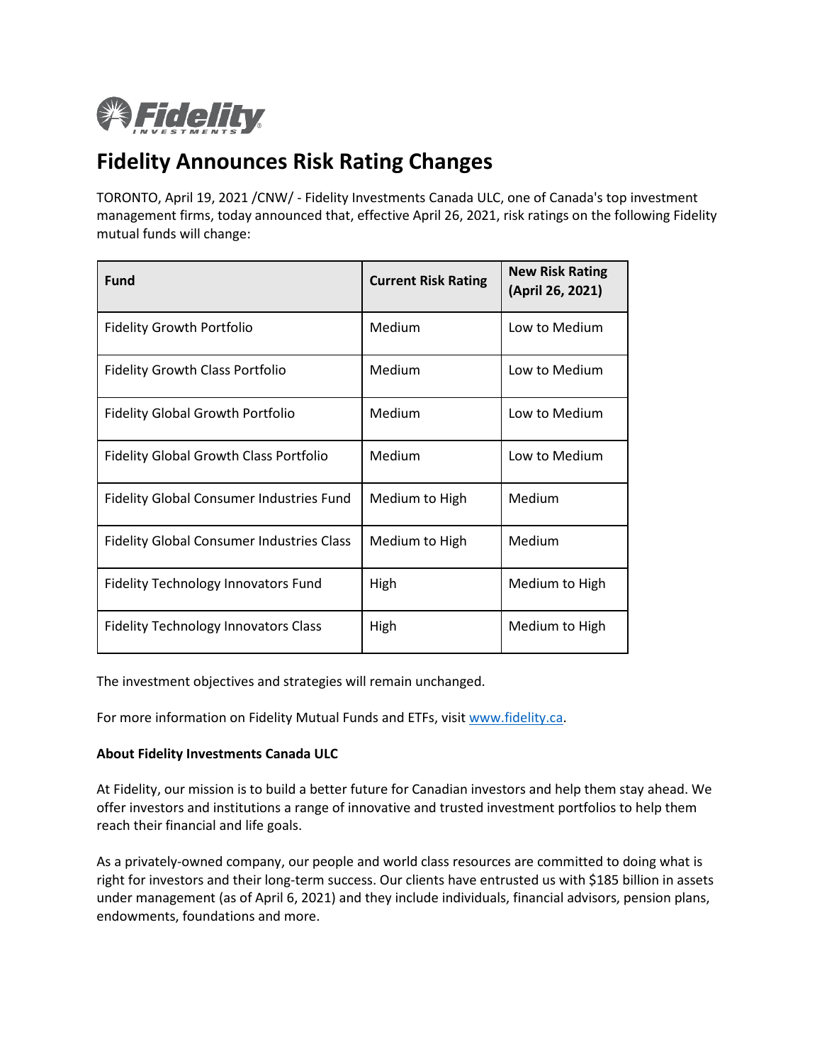# Fidelity Announces Risk Rating Changes

TORONTO, April 19, 2021 /CNW/ - Fidelity Investments Canada ULC, one of Canada's top investment management firms, today announced that, effective April 26, 2021, risk ratings on the following Fidelity mutual funds will change:

| Fund | Current Risk Rating | New Risk Rating (April 26, 2021) |
|---|---|---|
| Fidelity Growth Portfolio | Medium | Low to Medium |
| Fidelity Growth Class Portfolio | Medium | Low to Medium |
| Fidelity Global Growth Portfolio | Medium | Low to Medium |
| Fidelity Global Growth Class Portfolio | Medium | Low to Medium |
| Fidelity Global Consumer Industries Fund | Medium to High | Medium |
| Fidelity Global Consumer Industries Class | Medium to High | Medium |
| Fidelity Technology Innovators Fund | High | Medium to High |
| Fidelity Technology Innovators Class | High | Medium to High |

The investment objectives and strategies will remain unchanged.

For more information on Fidelity Mutual Funds and ETFs, visit www.fidelity.ca.

**About Fidelity Investments Canada ULC**

At Fidelity, our mission is to build a better future for Canadian investors and help them stay ahead. We offer investors and institutions a range of innovative and trusted investment portfolios to help them reach their financial and life goals.

As a privately-owned company, our people and world class resources are committed to doing what is right for investors and their long-term success. Our clients have entrusted us with $185 billion in assets under management (as of April 6, 2021) and they include individuals, financial advisors, pension plans, endowments, foundations and more.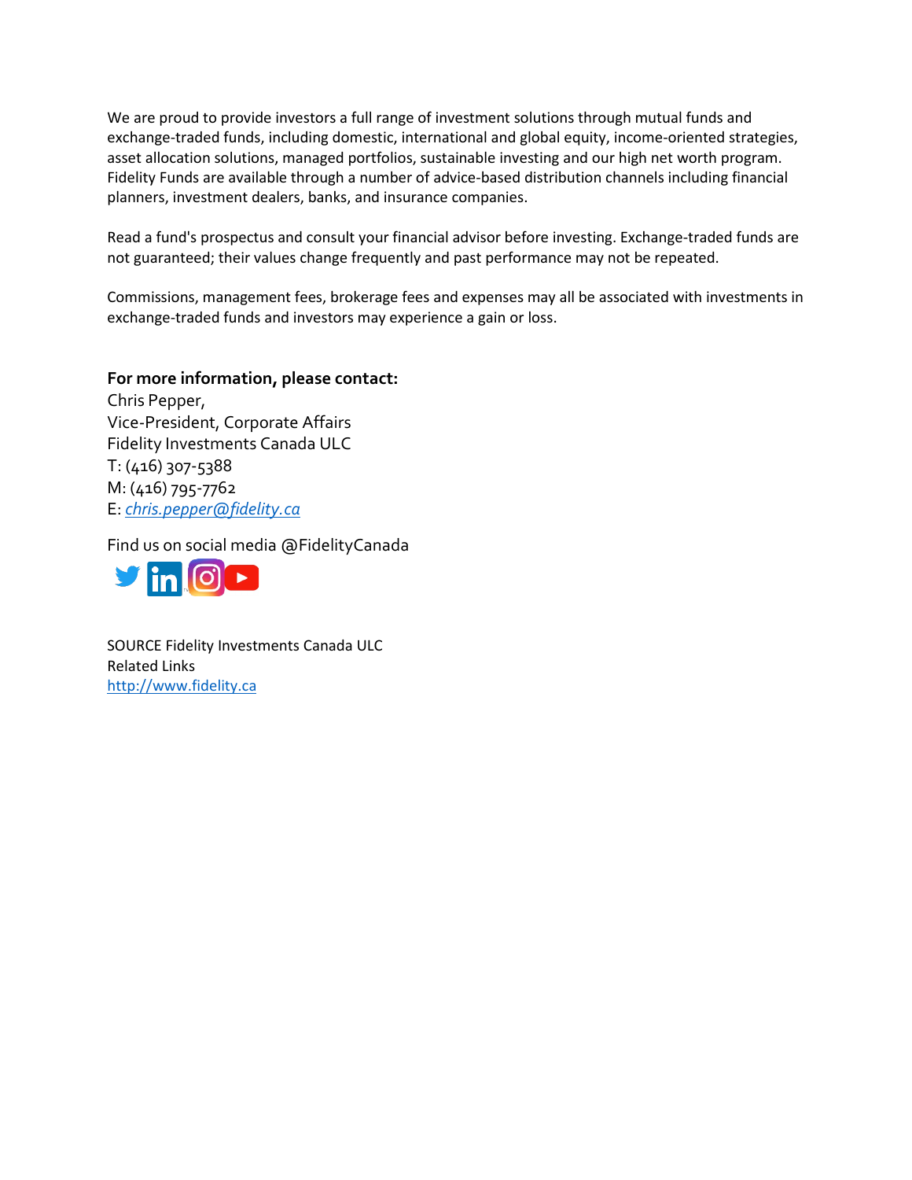We are proud to provide investors a full range of investment solutions through mutual funds and exchange-traded funds, including domestic, international and global equity, income-oriented strategies, asset allocation solutions, managed portfolios, sustainable investing and our high net worth program. Fidelity Funds are available through a number of advice-based distribution channels including financial planners, investment dealers, banks, and insurance companies.

Read a fund's prospectus and consult your financial advisor before investing. Exchange-traded funds are not guaranteed; their values change frequently and past performance may not be repeated.

Commissions, management fees, brokerage fees and expenses may all be associated with investments in exchange-traded funds and investors may experience a gain or loss.

**For more information, please contact:**
Chris Pepper,
Vice-President, Corporate Affairs
Fidelity Investments Canada ULC
T: (416) 307-5388
M: (416) 795-7762
E: *chris.pepper@fidelity.ca*

Find us on social media @FidelityCanada

SOURCE Fidelity Investments Canada ULC
Related Links
http://www.fidelity.ca